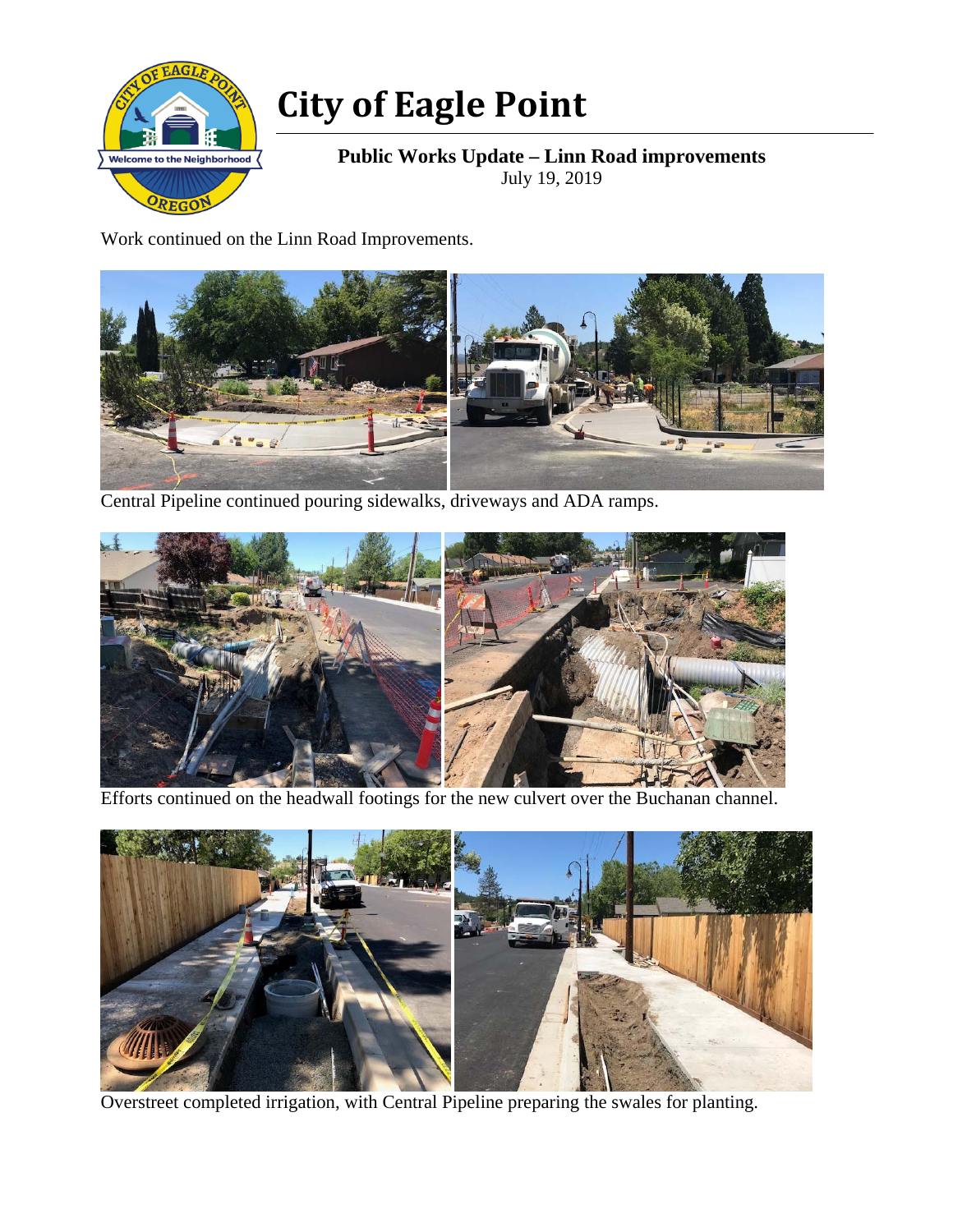# City of Eagle Point

**Public Works Update – Linn Road improvements**
July 19, 2019

Work continued on the Linn Road Improvements.

Central Pipeline continued pouring sidewalks, driveways and ADA ramps.

Efforts continued on the headwall footings for the new culvert over the Buchanan channel.

Overstreet completed irrigation, with Central Pipeline preparing the swales for planting.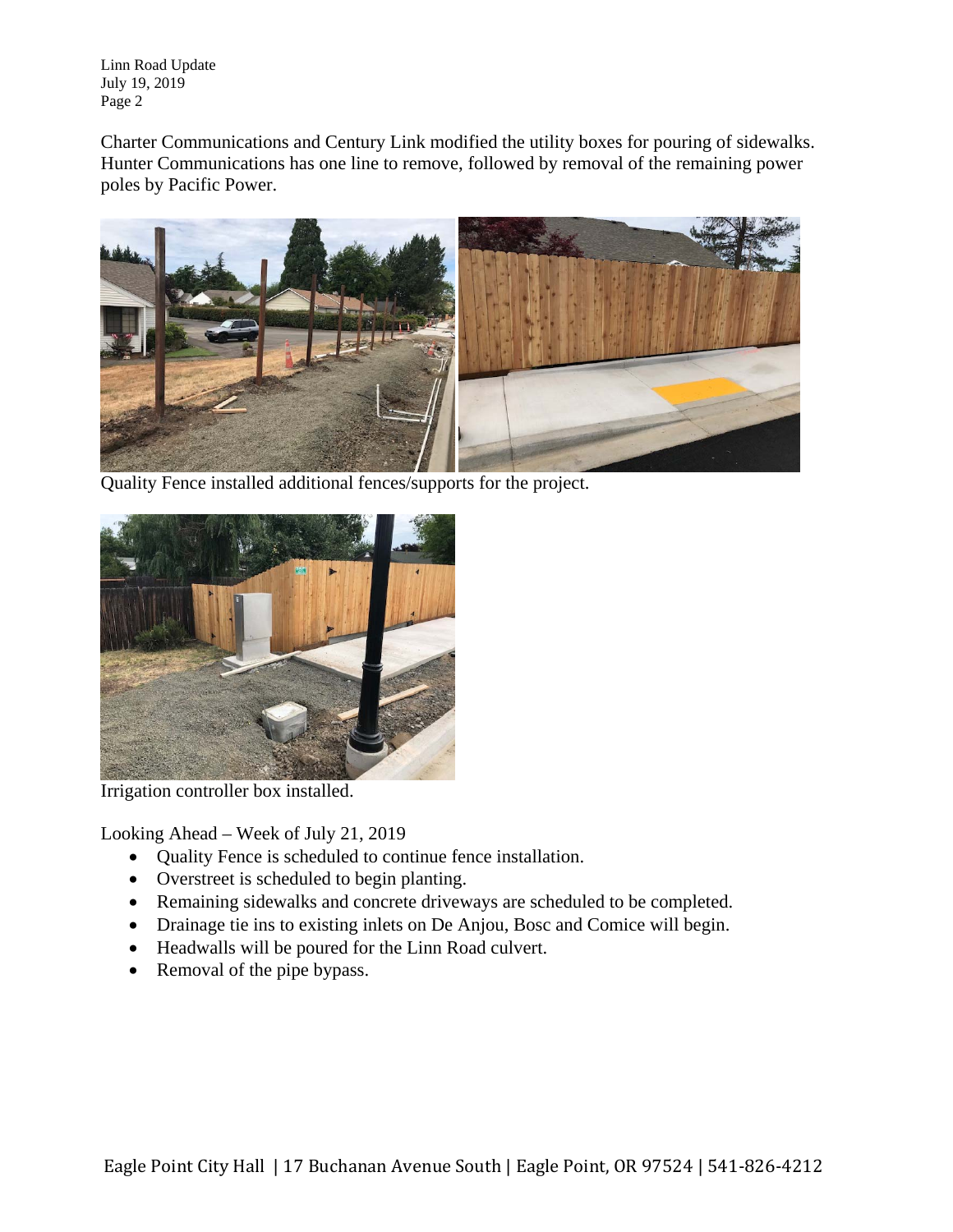Charter Communications and Century Link modified the utility boxes for pouring of sidewalks. Hunter Communications has one line to remove, followed by removal of the remaining power poles by Pacific Power.

Quality Fence installed additional fences/supports for the project.

Irrigation controller box installed.

Looking Ahead – Week of July 21, 2019

- Quality Fence is scheduled to continue fence installation.
- Overstreet is scheduled to begin planting.
- Remaining sidewalks and concrete driveways are scheduled to be completed.
- Drainage tie ins to existing inlets on De Anjou, Bosc and Comice will begin.
- Headwalls will be poured for the Linn Road culvert.
- Removal of the pipe bypass.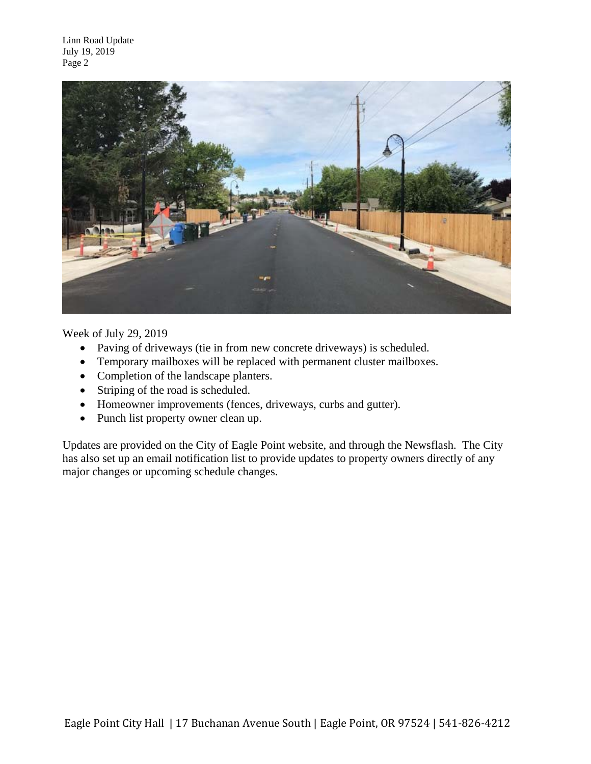Week of July 29, 2019

- Paving of driveways (tie in from new concrete driveways) is scheduled.
- Temporary mailboxes will be replaced with permanent cluster mailboxes.
- Completion of the landscape planters.
- Striping of the road is scheduled.
- Homeowner improvements (fences, driveways, curbs and gutter).
- Punch list property owner clean up.

Updates are provided on the City of Eagle Point website, and through the Newsflash. The City has also set up an email notification list to provide updates to property owners directly of any major changes or upcoming schedule changes.